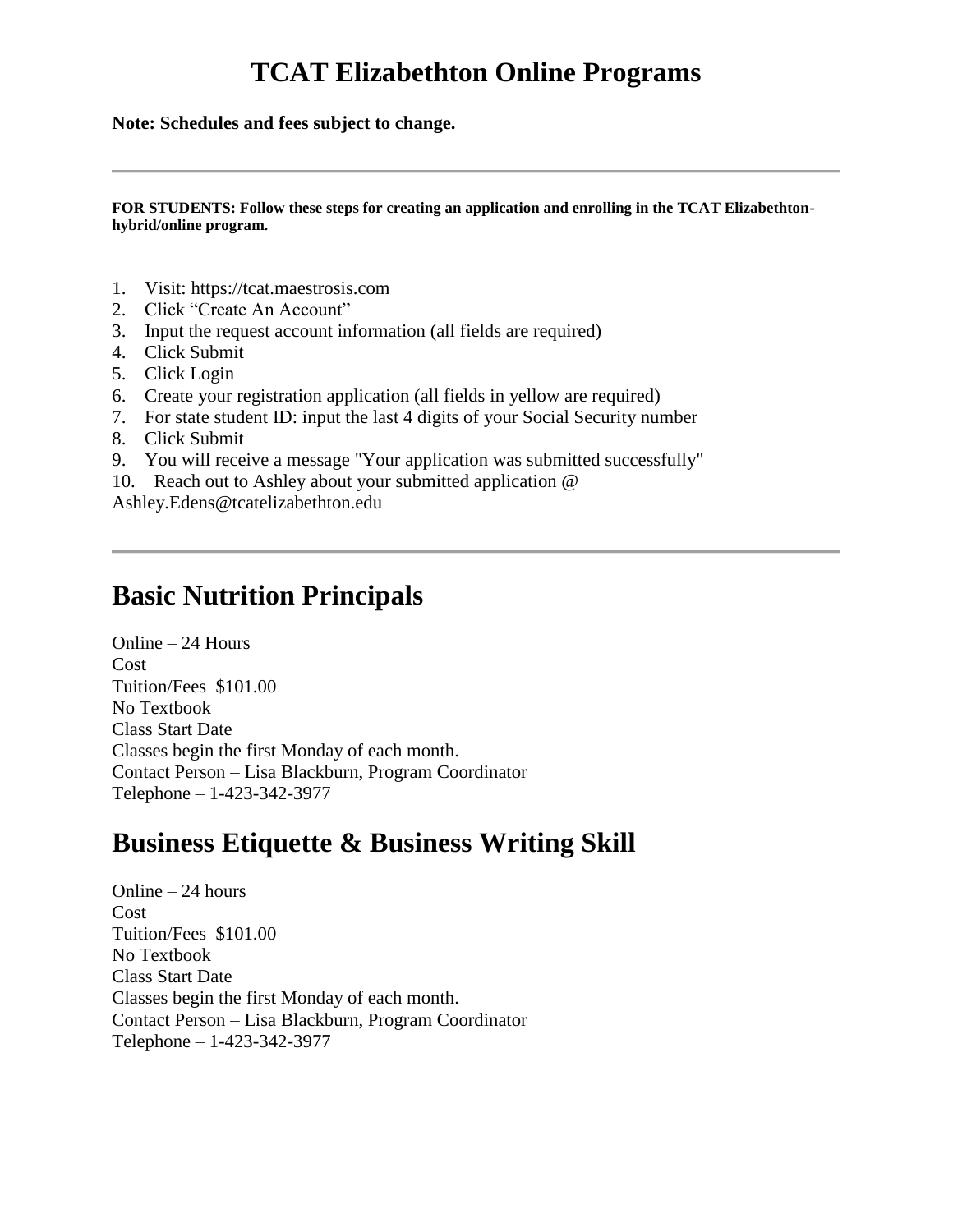# TCAT Elizabethton Online Programs

**Note: Schedules and fees subject to change.**

---

**FOR STUDENTS: Follow these steps for creating an application and enrolling in the TCAT Elizabethton-hybrid/online program.**

1. Visit: https://tcat.maestrosis.com
2. Click "Create An Account"
3. Input the request account information (all fields are required)
4. Click Submit
5. Click Login
6. Create your registration application (all fields in yellow are required)
7. For state student ID: input the last 4 digits of your Social Security number
8. Click Submit
9. You will receive a message "Your application was submitted successfully"
10. Reach out to Ashley about your submitted application @ Ashley.Edens@tcatelizabethton.edu

---

## Basic Nutrition Principals

Online – 24 Hours
Cost
Tuition/Fees $101.00
No Textbook
Class Start Date
Classes begin the first Monday of each month.
Contact Person – Lisa Blackburn, Program Coordinator
Telephone – 1-423-342-3977

## Business Etiquette & Business Writing Skill

Online – 24 hours
Cost
Tuition/Fees $101.00
No Textbook
Class Start Date
Classes begin the first Monday of each month.
Contact Person – Lisa Blackburn, Program Coordinator
Telephone – 1-423-342-3977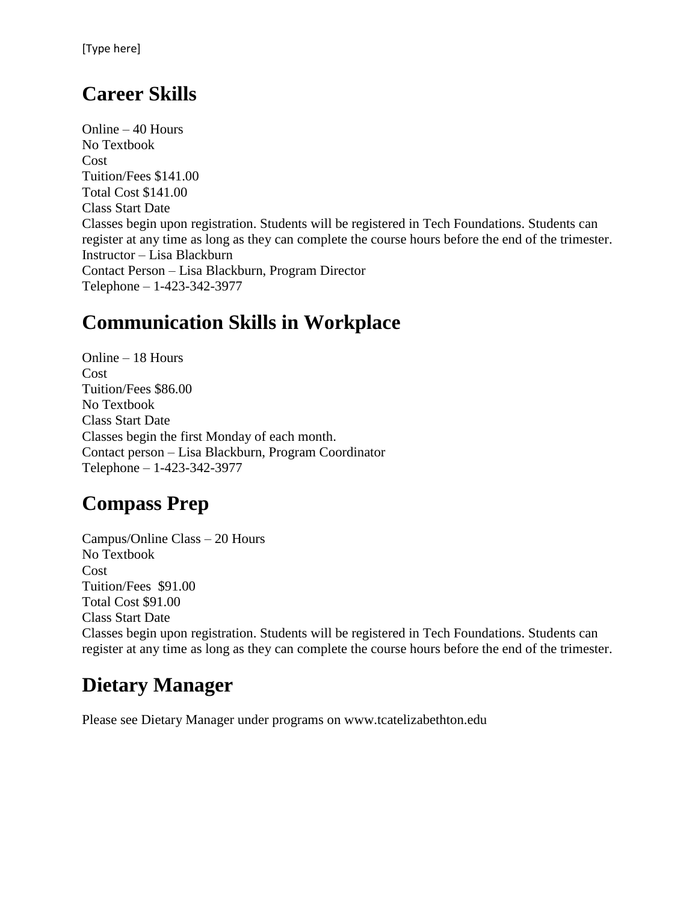## Career Skills

Online – 40 Hours
No Textbook
Cost
Tuition/Fees $141.00
Total Cost $141.00
Class Start Date
Classes begin upon registration. Students will be registered in Tech Foundations. Students can register at any time as long as they can complete the course hours before the end of the trimester.
Instructor – Lisa Blackburn
Contact Person – Lisa Blackburn, Program Director
Telephone – 1-423-342-3977

## Communication Skills in Workplace

Online – 18 Hours
Cost
Tuition/Fees $86.00
No Textbook
Class Start Date
Classes begin the first Monday of each month.
Contact person – Lisa Blackburn, Program Coordinator
Telephone – 1-423-342-3977

## Compass Prep

Campus/Online Class – 20 Hours
No Textbook
Cost
Tuition/Fees $91.00
Total Cost $91.00
Class Start Date
Classes begin upon registration. Students will be registered in Tech Foundations. Students can register at any time as long as they can complete the course hours before the end of the trimester.

## Dietary Manager

Please see Dietary Manager under programs on www.tcatelizabethton.edu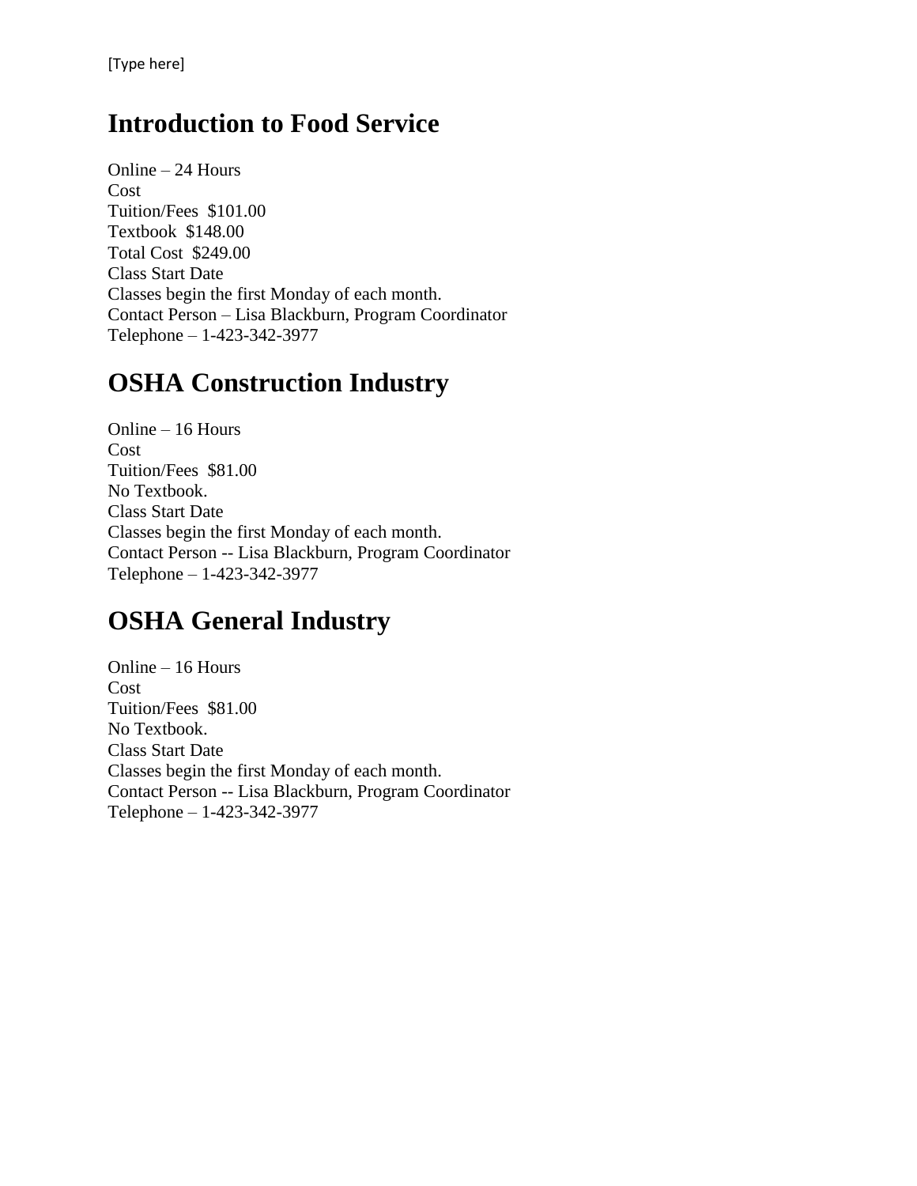# Introduction to Food Service

Online – 24 Hours
Cost
Tuition/Fees  $101.00
Textbook  $148.00
Total Cost  $249.00
Class Start Date
Classes begin the first Monday of each month.
Contact Person – Lisa Blackburn, Program Coordinator
Telephone – 1-423-342-3977

# OSHA Construction Industry

Online – 16 Hours
Cost
Tuition/Fees  $81.00
No Textbook.
Class Start Date
Classes begin the first Monday of each month.
Contact Person -- Lisa Blackburn, Program Coordinator
Telephone – 1-423-342-3977

# OSHA General Industry

Online – 16 Hours
Cost
Tuition/Fees  $81.00
No Textbook.
Class Start Date
Classes begin the first Monday of each month.
Contact Person -- Lisa Blackburn, Program Coordinator
Telephone – 1-423-342-3977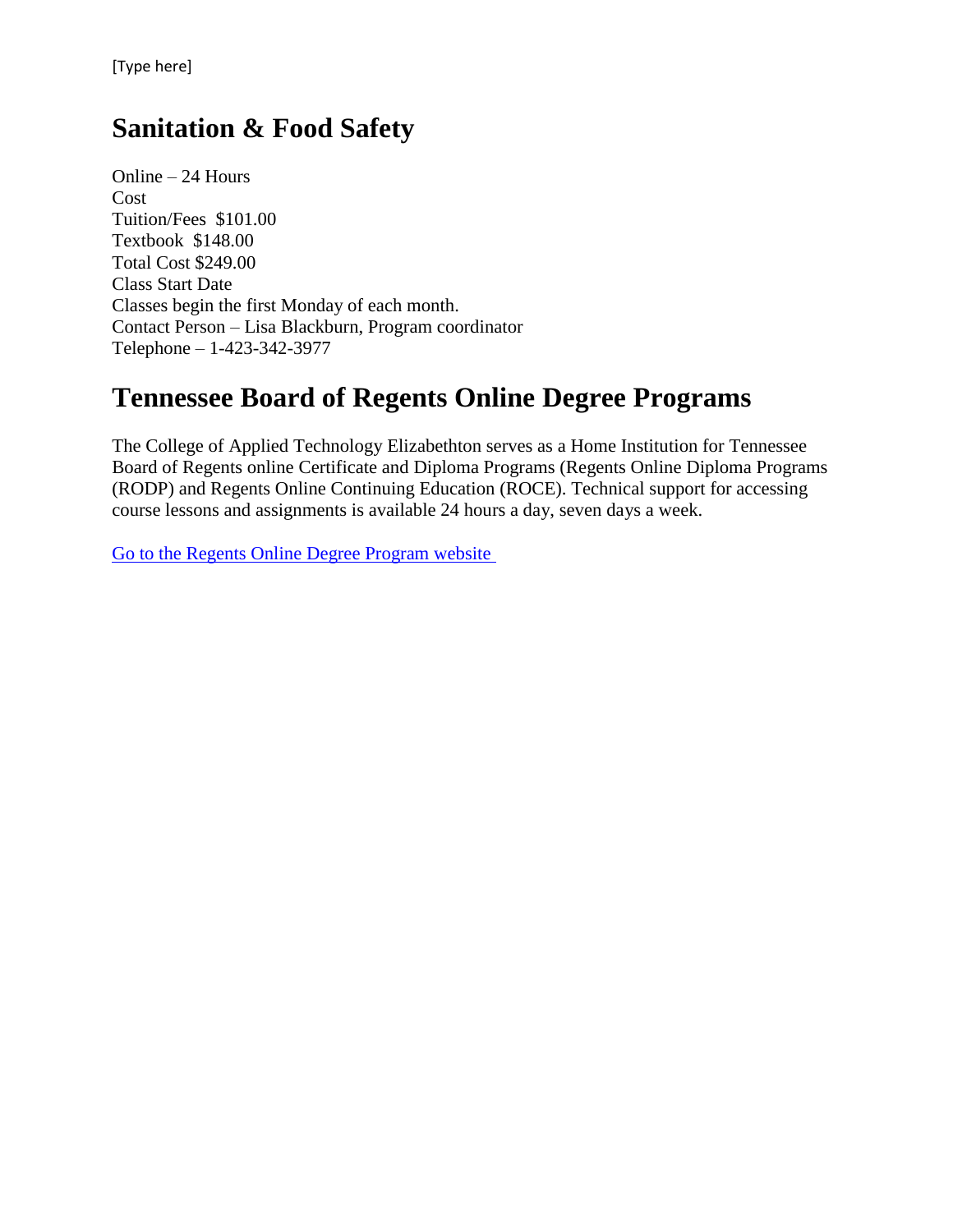## Sanitation & Food Safety

Online – 24 Hours
Cost
Tuition/Fees $101.00
Textbook $148.00
Total Cost $249.00
Class Start Date
Classes begin the first Monday of each month.
Contact Person – Lisa Blackburn, Program coordinator
Telephone – 1-423-342-3977

## Tennessee Board of Regents Online Degree Programs

The College of Applied Technology Elizabethton serves as a Home Institution for Tennessee Board of Regents online Certificate and Diploma Programs (Regents Online Diploma Programs (RODP) and Regents Online Continuing Education (ROCE). Technical support for accessing course lessons and assignments is available 24 hours a day, seven days a week.

Go to the Regents Online Degree Program website